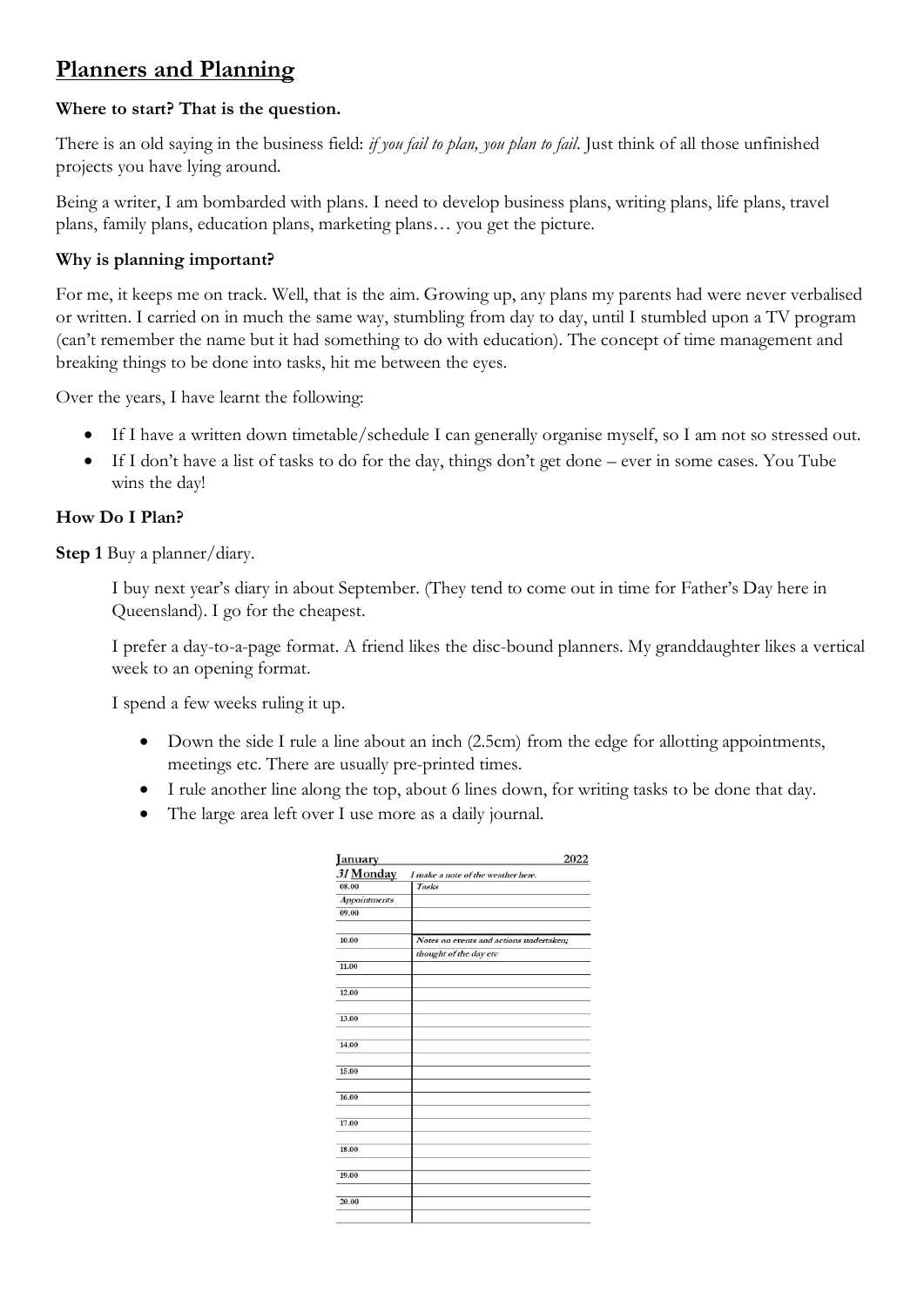# Planners and Planning

**Where to start? That is the question.**

There is an old saying in the business field: *if you fail to plan, you plan to fail*. Just think of all those unfinished projects you have lying around.

Being a writer, I am bombarded with plans. I need to develop business plans, writing plans, life plans, travel plans, family plans, education plans, marketing plans… you get the picture.

**Why is planning important?**

For me, it keeps me on track. Well, that is the aim. Growing up, any plans my parents had were never verbalised or written. I carried on in much the same way, stumbling from day to day, until I stumbled upon a TV program (can't remember the name but it had something to do with education). The concept of time management and breaking things to be done into tasks, hit me between the eyes.

Over the years, I have learnt the following:

- If I have a written down timetable/schedule I can generally organise myself, so I am not so stressed out.
- If I don't have a list of tasks to do for the day, things don't get done – ever in some cases. You Tube wins the day!

**How Do I Plan?**

**Step 1** Buy a planner/diary.

I buy next year's diary in about September. (They tend to come out in time for Father's Day here in Queensland). I go for the cheapest.

I prefer a day-to-a-page format. A friend likes the disc-bound planners. My granddaughter likes a vertical week to an opening format.

I spend a few weeks ruling it up.

- Down the side I rule a line about an inch (2.5cm) from the edge for allotting appointments, meetings etc. There are usually pre-printed times.
- I rule another line along the top, about 6 lines down, for writing tasks to be done that day.
- The large area left over I use more as a daily journal.

| January | 2022 |
|---|---|
| *31* **Monday** | *I make a note of the weather here.* |
| 08.00 | *Tasks* |
| *Appointments* | |
| 09.00 | |
| | |
| 10.00 | *Notes on events and actions undertaken;* |
| | *thought of the day etc* |
| 11.00 | |
| 12.00 | |
| 13.00 | |
| 14.00 | |
| 15.00 | |
| 16.00 | |
| 17.00 | |
| 18.00 | |
| 19.00 | |
| 20.00 | |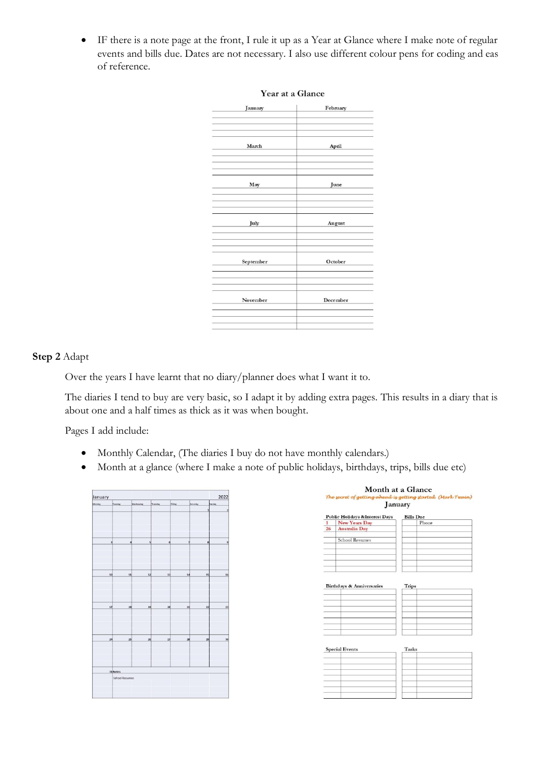- IF there is a note page at the front, I rule it up as a Year at Glance where I make note of regular events and bills due. Dates are not necessary. I also use different colour pens for coding and eas of reference.

**Year at a Glance**

| January | February |
|---|---|
| | |
| | |
| | |
| **March** | **April** |
| | |
| | |
| | |
| **May** | **June** |
| | |
| | |
| | |
| **July** | **August** |
| | |
| | |
| | |
| **September** | **October** |
| | |
| | |
| | |
| **November** | **December** |
| | |
| | |
| | |

**Step 2** Adapt

Over the years I have learnt that no diary/planner does what I want it to.

The diaries I tend to buy are very basic, so I adapt it by adding extra pages. This results in a diary that is about one and a half times as thick as it was when bought.

Pages I add include:

- Monthly Calendar, (The diaries I buy do not have monthly calendars.)
- Month at a glance (where I make a note of public holidays, birthdays, trips, bills due etc)

January 2022

| Monday | Tuesday | Wednesday | Thursday | Friday | Saturday | Sunday |
|---|---|---|---|---|---|---|
| | | | | | 1 | 2 |
| 3 | 4 | 5 | 6 | 7 | 8 | 9 |
| 10 | 11 | 12 | 13 | 14 | 15 | 16 |
| 17 | 18 | 19 | 20 | 21 | 22 | 23 |
| 24 | 25 | 26 | 27 | 28 | 29 | 30 |
| 31 | Notes | | | | | |
| | School Resumes | | | | | |

**Month at a Glance**

*The secret of getting ahead is getting started. (Mark Twain)*

**January**

| Public Holidays & Interest Days | |
|---|---|
| 1 | New Years Day |
| 26 | Australia Day |
| | |
| | School Resumes |
| | |
| | |
| | |

| Bills Due | |
|---|---|
| | Phone |
| | |
| | |
| | |

| Birthdays & Anniversaries | |
|---|---|
| | |
| | |
| | |

| Trips | |
|---|---|
| | |
| | |
| | |

| Special Events | |
|---|---|
| | |
| | |
| | |

| Tasks | |
|---|---|
| | |
| | |
| | |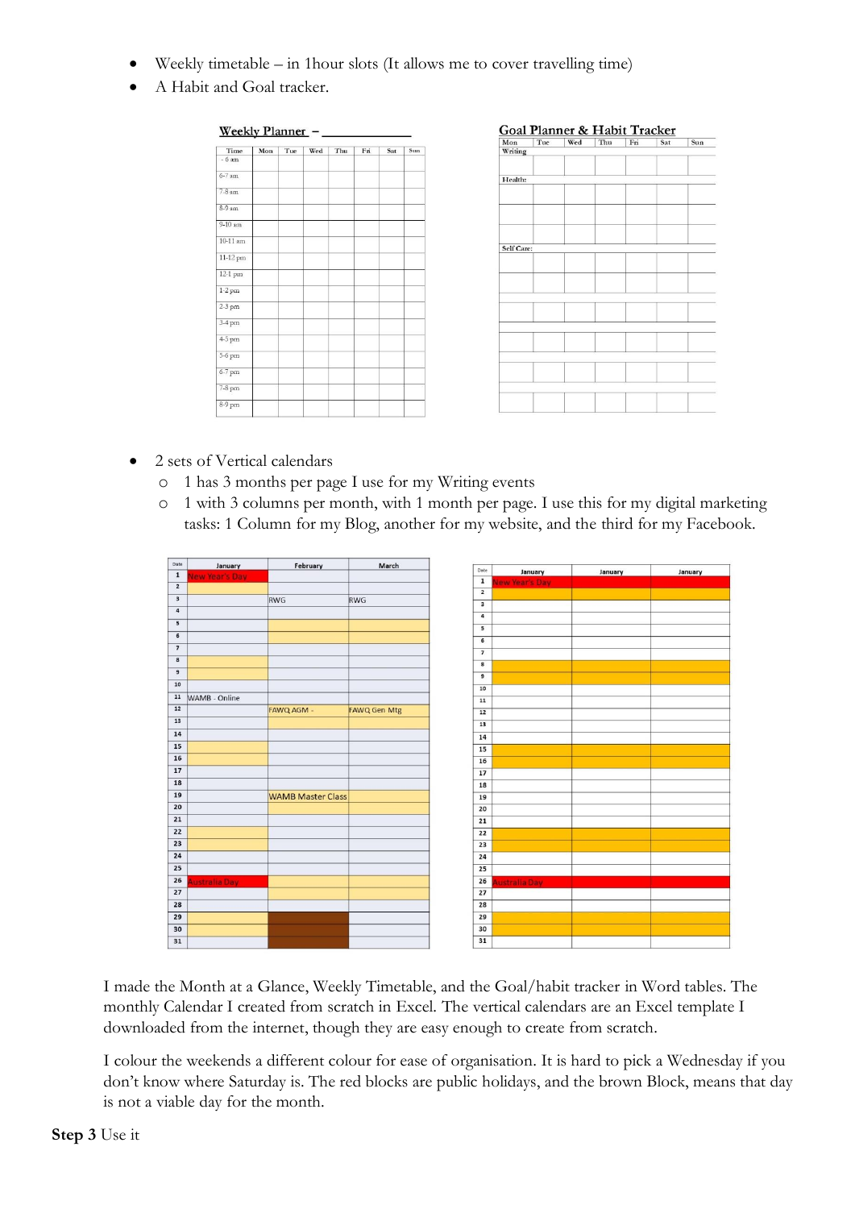- Weekly timetable – in 1hour slots (It allows me to cover travelling time)
- A Habit and Goal tracker.

**Weekly Planner – ____________**

| Time | Mon | Tue | Wed | Thu | Fri | Sat | Sun |
|---|---|---|---|---|---|---|---|
| - 6 am | | | | | | | |
| 6-7 am | | | | | | | |
| 7-8 am | | | | | | | |
| 8-9 am | | | | | | | |
| 9-10 am | | | | | | | |
| 10-11 am | | | | | | | |
| 11-12 pm | | | | | | | |
| 12-1 pm | | | | | | | |
| 1-2 pm | | | | | | | |
| 2-3 pm | | | | | | | |
| 3-4 pm | | | | | | | |
| 4-5 pm | | | | | | | |
| 5-6 pm | | | | | | | |
| 6-7 pm | | | | | | | |
| 7-8 pm | | | | | | | |
| 8-9 pm | | | | | | | |

**Goal Planner & Habit Tracker**

| Mon | Tue | Wed | Thu | Fri | Sat | Sun |
|---|---|---|---|---|---|---|
| Writing | | | | | | |
| | | | | | | |
| Health: | | | | | | |
| | | | | | | |
| | | | | | | |
| | | | | | | |
| Self Care: | | | | | | |
| | | | | | | |
| | | | | | | |
| | | | | | | |
| | | | | | | |
| | | | | | | |
| | | | | | | |
| | | | | | | |

- 2 sets of Vertical calendars
  - 1 has 3 months per page I use for my Writing events
  - 1 with 3 columns per month, with 1 month per page. I use this for my digital marketing tasks: 1 Column for my Blog, another for my website, and the third for my Facebook.

| Date | January | February | March |
|---|---|---|---|
| 1 | New Year's Day | | |
| 2 | | | |
| 3 | | RWG | RWG |
| 4 | | | |
| 5 | | | |
| 6 | | | |
| 7 | | | |
| 8 | | | |
| 9 | | | |
| 10 | | | |
| 11 | WAMB - Online | | |
| 12 | | FAWQ AGM - | FAWQ Gen Mtg |
| 13 | | | |
| 14 | | | |
| 15 | | | |
| 16 | | | |
| 17 | | | |
| 18 | | | |
| 19 | | WAMB Master Class | |
| 20 | | | |
| 21 | | | |
| 22 | | | |
| 23 | | | |
| 24 | | | |
| 25 | | | |
| 26 | Australia Day | | |
| 27 | | | |
| 28 | | | |
| 29 | | | |
| 30 | | | |
| 31 | | | |

| Date | January | January | January |
|---|---|---|---|
| 1 | New Year's Day | | |
| 2 | | | |
| 3 | | | |
| 4 | | | |
| 5 | | | |
| 6 | | | |
| 7 | | | |
| 8 | | | |
| 9 | | | |
| 10 | | | |
| 11 | | | |
| 12 | | | |
| 13 | | | |
| 14 | | | |
| 15 | | | |
| 16 | | | |
| 17 | | | |
| 18 | | | |
| 19 | | | |
| 20 | | | |
| 21 | | | |
| 22 | | | |
| 23 | | | |
| 24 | | | |
| 25 | | | |
| 26 | Australia Day | | |
| 27 | | | |
| 28 | | | |
| 29 | | | |
| 30 | | | |
| 31 | | | |

I made the Month at a Glance, Weekly Timetable, and the Goal/habit tracker in Word tables. The monthly Calendar I created from scratch in Excel. The vertical calendars are an Excel template I downloaded from the internet, though they are easy enough to create from scratch.

I colour the weekends a different colour for ease of organisation. It is hard to pick a Wednesday if you don't know where Saturday is. The red blocks are public holidays, and the brown Block, means that day is not a viable day for the month.

**Step 3** Use it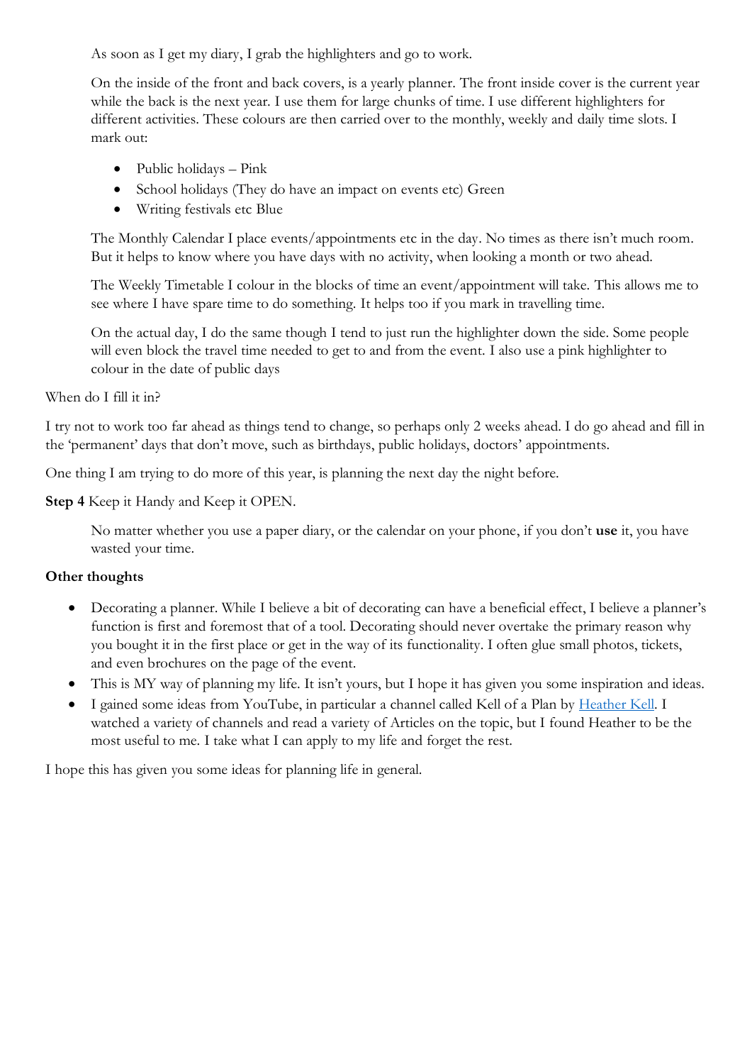As soon as I get my diary, I grab the highlighters and go to work.

On the inside of the front and back covers, is a yearly planner. The front inside cover is the current year while the back is the next year. I use them for large chunks of time. I use different highlighters for different activities. These colours are then carried over to the monthly, weekly and daily time slots. I mark out:

- Public holidays – Pink
- School holidays (They do have an impact on events etc) Green
- Writing festivals etc Blue

The Monthly Calendar I place events/appointments etc in the day. No times as there isn't much room. But it helps to know where you have days with no activity, when looking a month or two ahead.

The Weekly Timetable I colour in the blocks of time an event/appointment will take. This allows me to see where I have spare time to do something. It helps too if you mark in travelling time.

On the actual day, I do the same though I tend to just run the highlighter down the side. Some people will even block the travel time needed to get to and from the event. I also use a pink highlighter to colour in the date of public days

When do I fill it in?

I try not to work too far ahead as things tend to change, so perhaps only 2 weeks ahead. I do go ahead and fill in the 'permanent' days that don't move, such as birthdays, public holidays, doctors' appointments.

One thing I am trying to do more of this year, is planning the next day the night before.

**Step 4** Keep it Handy and Keep it OPEN.

No matter whether you use a paper diary, or the calendar on your phone, if you don't **use** it, you have wasted your time.

**Other thoughts**

- Decorating a planner. While I believe a bit of decorating can have a beneficial effect, I believe a planner's function is first and foremost that of a tool. Decorating should never overtake the primary reason why you bought it in the first place or get in the way of its functionality. I often glue small photos, tickets, and even brochures on the page of the event.
- This is MY way of planning my life. It isn't yours, but I hope it has given you some inspiration and ideas.
- I gained some ideas from YouTube, in particular a channel called Kell of a Plan by Heather Kell. I watched a variety of channels and read a variety of Articles on the topic, but I found Heather to be the most useful to me. I take what I can apply to my life and forget the rest.

I hope this has given you some ideas for planning life in general.